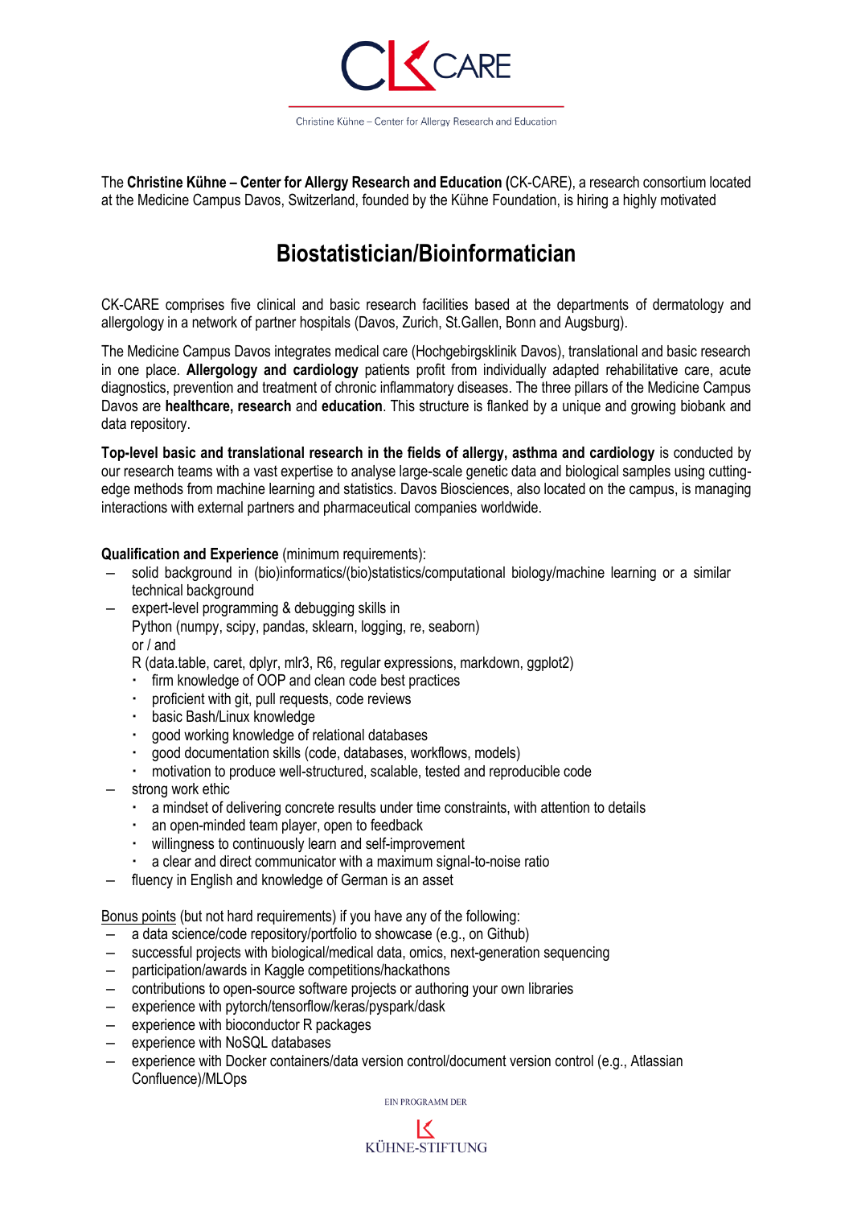CK CARE

Christine Kühne – Center for Allergy Research and Education

The **Christine Kühne – Center for Allergy Research and Education (**CK-CARE), a research consortium located at the Medicine Campus Davos, Switzerland, founded by the Kühne Foundation, is hiring a highly motivated

# Biostatistician/Bioinformatician

CK-CARE comprises five clinical and basic research facilities based at the departments of dermatology and allergology in a network of partner hospitals (Davos, Zurich, St.Gallen, Bonn and Augsburg).

The Medicine Campus Davos integrates medical care (Hochgebirgsklinik Davos), translational and basic research in one place. **Allergology and cardiology** patients profit from individually adapted rehabilitative care, acute diagnostics, prevention and treatment of chronic inflammatory diseases. The three pillars of the Medicine Campus Davos are **healthcare, research** and **education**. This structure is flanked by a unique and growing biobank and data repository.

**Top-level basic and translational research in the fields of allergy, asthma and cardiology** is conducted by our research teams with a vast expertise to analyse large-scale genetic data and biological samples using cutting-edge methods from machine learning and statistics. Davos Biosciences, also located on the campus, is managing interactions with external partners and pharmaceutical companies worldwide.

**Qualification and Experience** (minimum requirements):

- solid background in (bio)informatics/(bio)statistics/computational biology/machine learning or a similar technical background
- expert-level programming & debugging skills in
  Python (numpy, scipy, pandas, sklearn, logging, re, seaborn)
  or / and
  R (data.table, caret, dplyr, mlr3, R6, regular expressions, markdown, ggplot2)
  - firm knowledge of OOP and clean code best practices
  - proficient with git, pull requests, code reviews
  - basic Bash/Linux knowledge
  - good working knowledge of relational databases
  - good documentation skills (code, databases, workflows, models)
  - motivation to produce well-structured, scalable, tested and reproducible code
- strong work ethic
  - a mindset of delivering concrete results under time constraints, with attention to details
  - an open-minded team player, open to feedback
  - willingness to continuously learn and self-improvement
  - a clear and direct communicator with a maximum signal-to-noise ratio
- fluency in English and knowledge of German is an asset

Bonus points (but not hard requirements) if you have any of the following:

- a data science/code repository/portfolio to showcase (e.g., on Github)
- successful projects with biological/medical data, omics, next-generation sequencing
- participation/awards in Kaggle competitions/hackathons
- contributions to open-source software projects or authoring your own libraries
- experience with pytorch/tensorflow/keras/pyspark/dask
- experience with bioconductor R packages
- experience with NoSQL databases
- experience with Docker containers/data version control/document version control (e.g., Atlassian Confluence)/MLOps

EIN PROGRAMM DER

KÜHNE-STIFTUNG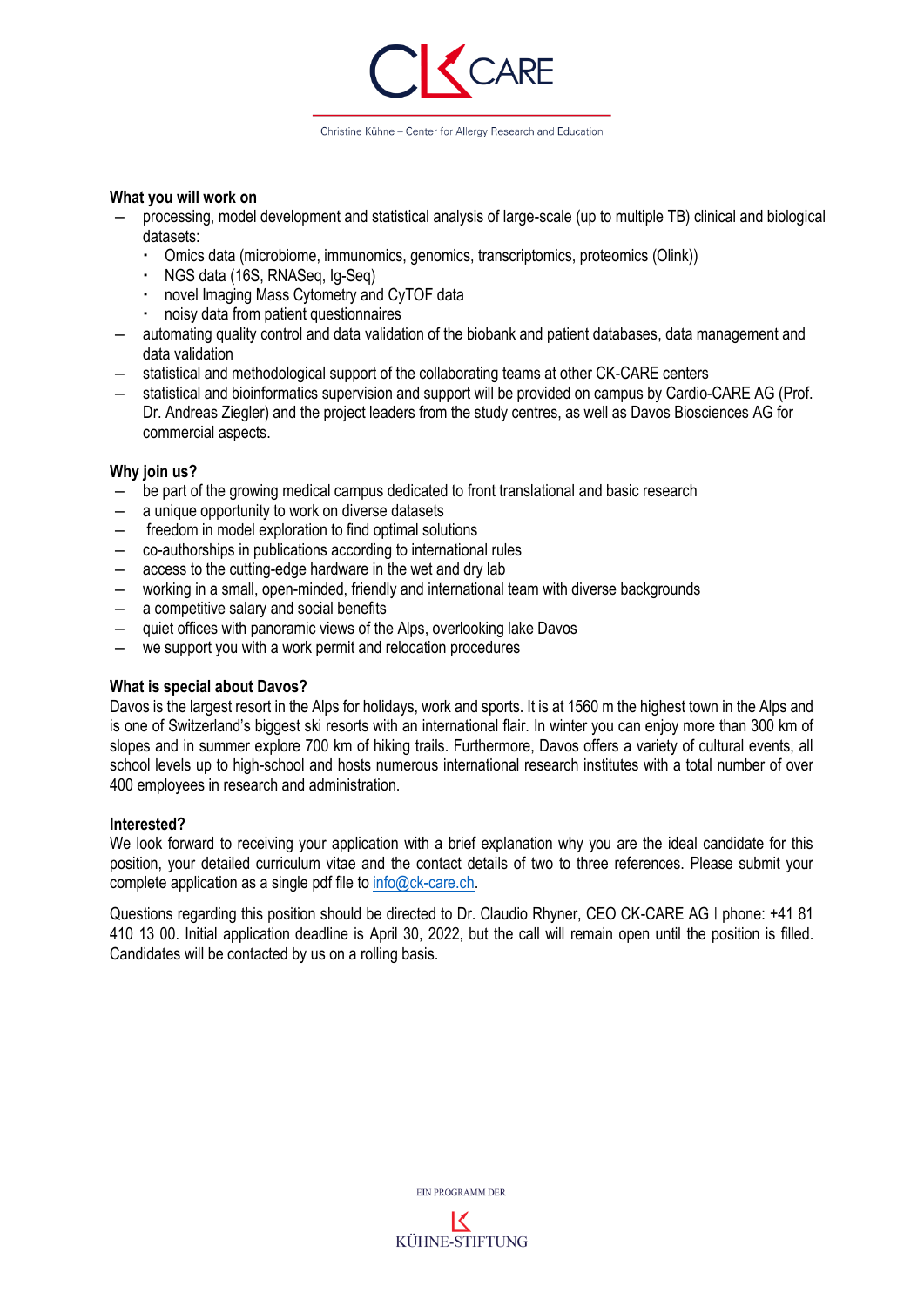**What you will work on**

- processing, model development and statistical analysis of large-scale (up to multiple TB) clinical and biological datasets:
  - Omics data (microbiome, immunomics, genomics, transcriptomics, proteomics (Olink))
  - NGS data (16S, RNASeq, Ig-Seq)
  - novel Imaging Mass Cytometry and CyTOF data
  - noisy data from patient questionnaires
- automating quality control and data validation of the biobank and patient databases, data management and data validation
- statistical and methodological support of the collaborating teams at other CK-CARE centers
- statistical and bioinformatics supervision and support will be provided on campus by Cardio-CARE AG (Prof. Dr. Andreas Ziegler) and the project leaders from the study centres, as well as Davos Biosciences AG for commercial aspects.

**Why join us?**

- be part of the growing medical campus dedicated to front translational and basic research
- a unique opportunity to work on diverse datasets
- freedom in model exploration to find optimal solutions
- co-authorships in publications according to international rules
- access to the cutting-edge hardware in the wet and dry lab
- working in a small, open-minded, friendly and international team with diverse backgrounds
- a competitive salary and social benefits
- quiet offices with panoramic views of the Alps, overlooking lake Davos
- we support you with a work permit and relocation procedures

**What is special about Davos?**

Davos is the largest resort in the Alps for holidays, work and sports. It is at 1560 m the highest town in the Alps and is one of Switzerland's biggest ski resorts with an international flair. In winter you can enjoy more than 300 km of slopes and in summer explore 700 km of hiking trails. Furthermore, Davos offers a variety of cultural events, all school levels up to high-school and hosts numerous international research institutes with a total number of over 400 employees in research and administration.

**Interested?**

We look forward to receiving your application with a brief explanation why you are the ideal candidate for this position, your detailed curriculum vitae and the contact details of two to three references. Please submit your complete application as a single pdf file to info@ck-care.ch.

Questions regarding this position should be directed to Dr. Claudio Rhyner, CEO CK-CARE AG I phone: +41 81 410 13 00. Initial application deadline is April 30, 2022, but the call will remain open until the position is filled. Candidates will be contacted by us on a rolling basis.